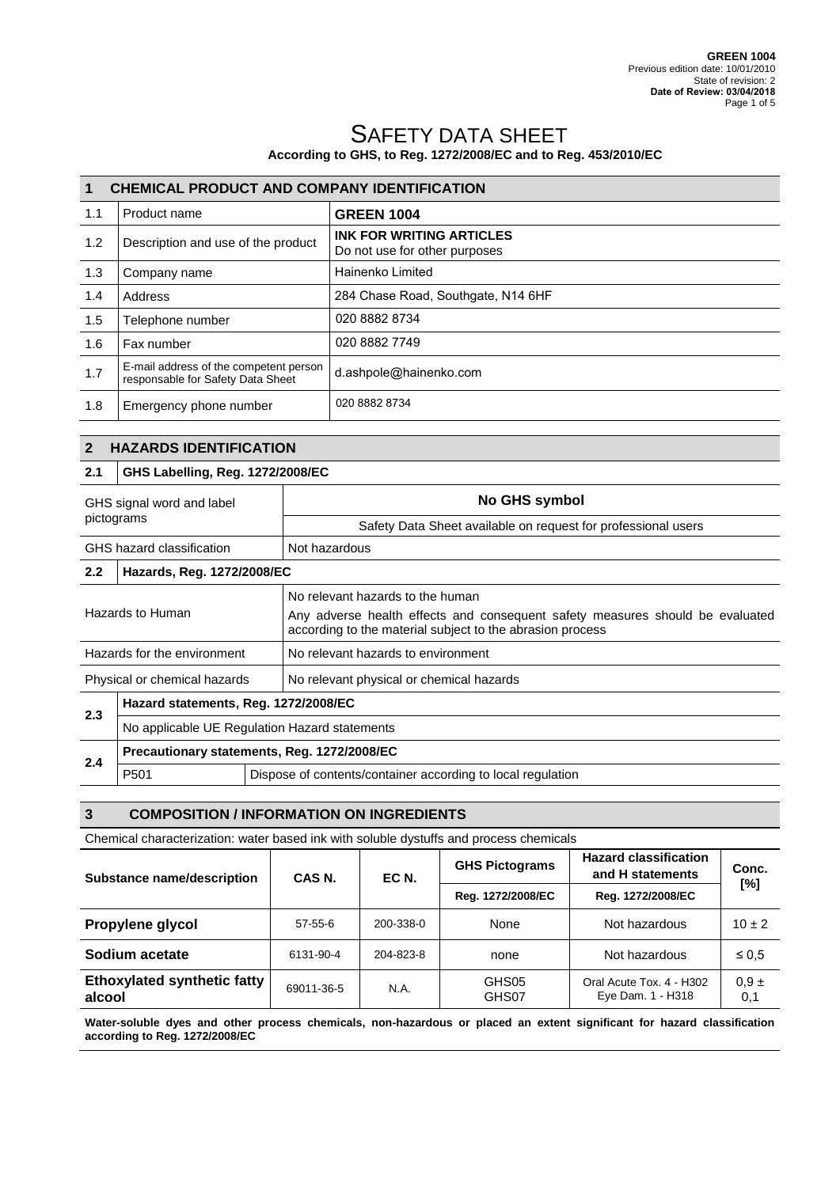# SAFETY DATA SHEET

**According to GHS, to Reg. 1272/2008/EC and to Reg. 453/2010/EC**

**GREEN 1004**
Previous edition date: 10/01/2010
State of revision: 2
**Date of Review: 03/04/2018**

## 1 CHEMICAL PRODUCT AND COMPANY IDENTIFICATION

| | | |
|---|---|---|
| 1.1 | Product name | **GREEN 1004** |
| 1.2 | Description and use of the product | **INK FOR WRITING ARTICLES** Do not use for other purposes |
| 1.3 | Company name | Hainenko Limited |
| 1.4 | Address | 284 Chase Road, Southgate, N14 6HF |
| 1.5 | Telephone number | 020 8882 8734 |
| 1.6 | Fax number | 020 8882 7749 |
| 1.7 | E-mail address of the competent person responsable for Safety Data Sheet | d.ashpole@hainenko.com |
| 1.8 | Emergency phone number | 020 8882 8734 |

## 2 HAZARDS IDENTIFICATION

### 2.1 GHS Labelling, Reg. 1272/2008/EC

| | |
|---|---|
| GHS signal word and label pictograms | **No GHS symbol** Safety Data Sheet available on request for professional users |
| GHS hazard classification | Not hazardous |

### 2.2 Hazards, Reg. 1272/2008/EC

| | |
|---|---|
| Hazards to Human | No relevant hazards to the human. Any adverse health effects and consequent safety measures should be evaluated according to the material subject to the abrasion process |
| Hazards for the environment | No relevant hazards to environment |
| Physical or chemical hazards | No relevant physical or chemical hazards |

### 2.3 Hazard statements, Reg. 1272/2008/EC

No applicable UE Regulation Hazard statements

### 2.4 Precautionary statements, Reg. 1272/2008/EC

| | |
|---|---|
| P501 | Dispose of contents/container according to local regulation |

## 3 COMPOSITION / INFORMATION ON INGREDIENTS

Chemical characterization: water based ink with soluble dystuffs and process chemicals

| Substance name/description | CAS N. | EC N. | GHS Pictograms | Hazard classification and H statements | Conc. [%] |
|---|---|---|---|---|---|
| | | | Reg. 1272/2008/EC | Reg. 1272/2008/EC | |
| **Propylene glycol** | 57-55-6 | 200-338-0 | None | Not hazardous | 10 ± 2 |
| **Sodium acetate** | 6131-90-4 | 204-823-8 | none | Not hazardous | ≤ 0,5 |
| **Ethoxylated synthetic fatty alcool** | 69011-36-5 | N.A. | GHS05 GHS07 | Oral Acute Tox. 4 - H302 Eye Dam. 1 - H318 | 0,9 ± 0,1 |

**Water-soluble dyes and other process chemicals, non-hazardous or placed an extent significant for hazard classification according to Reg. 1272/2008/EC**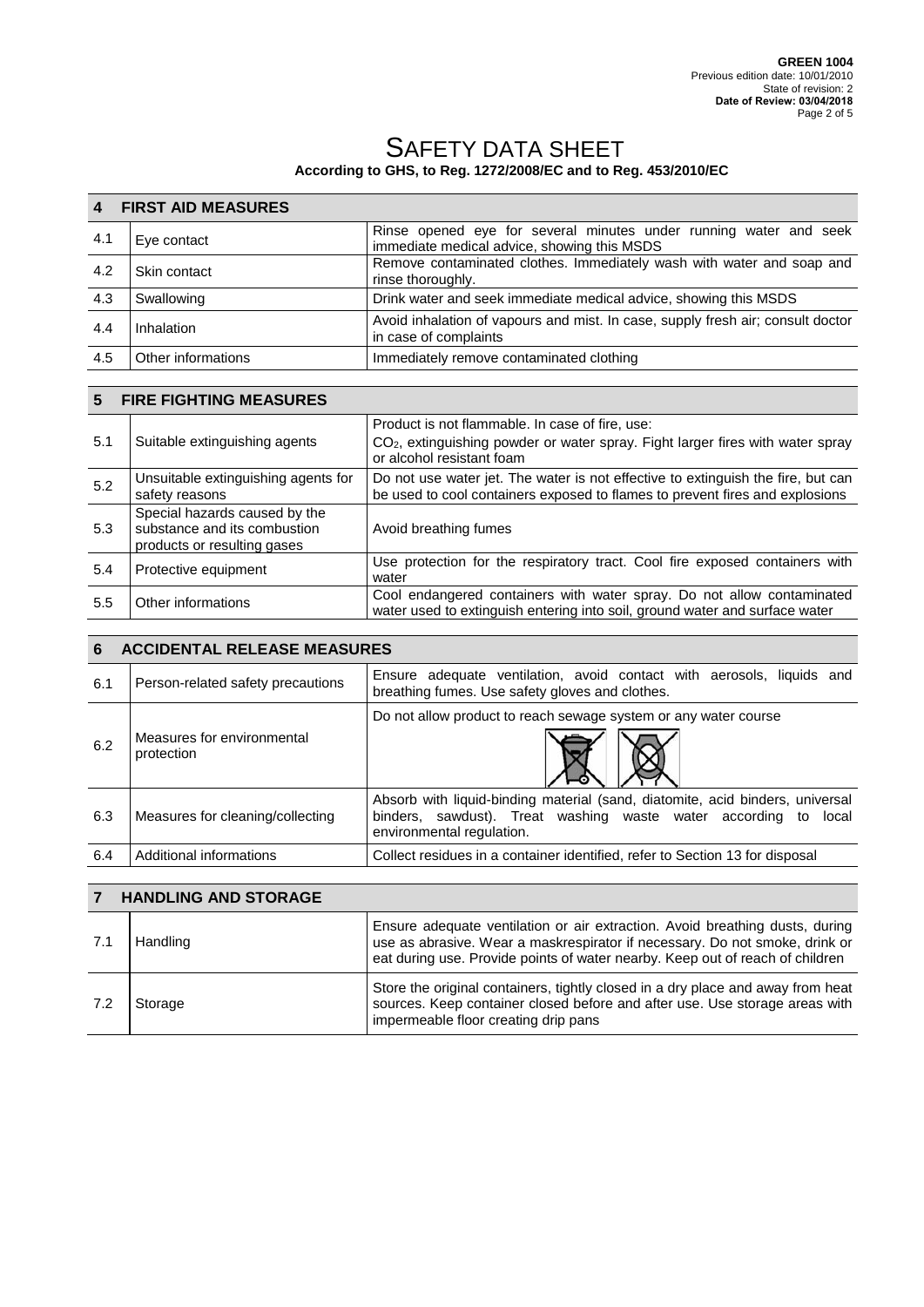# SAFETY DATA SHEET

**According to GHS, to Reg. 1272/2008/EC and to Reg. 453/2010/EC**

## 4 FIRST AID MEASURES

| | | |
|---|---|---|
| 4.1 | Eye contact | Rinse opened eye for several minutes under running water and seek immediate medical advice, showing this MSDS |
| 4.2 | Skin contact | Remove contaminated clothes. Immediately wash with water and soap and rinse thoroughly. |
| 4.3 | Swallowing | Drink water and seek immediate medical advice, showing this MSDS |
| 4.4 | Inhalation | Avoid inhalation of vapours and mist. In case, supply fresh air; consult doctor in case of complaints |
| 4.5 | Other informations | Immediately remove contaminated clothing |

## 5 FIRE FIGHTING MEASURES

| | | |
|---|---|---|
| 5.1 | Suitable extinguishing agents | Product is not flammable. In case of fire, use: $CO_2$, extinguishing powder or water spray. Fight larger fires with water spray or alcohol resistant foam |
| 5.2 | Unsuitable extinguishing agents for safety reasons | Do not use water jet. The water is not effective to extinguish the fire, but can be used to cool containers exposed to flames to prevent fires and explosions |
| 5.3 | Special hazards caused by the substance and its combustion products or resulting gases | Avoid breathing fumes |
| 5.4 | Protective equipment | Use protection for the respiratory tract. Cool fire exposed containers with water |
| 5.5 | Other informations | Cool endangered containers with water spray. Do not allow contaminated water used to extinguish entering into soil, ground water and surface water |

## 6 ACCIDENTAL RELEASE MEASURES

| | | |
|---|---|---|
| 6.1 | Person-related safety precautions | Ensure adequate ventilation, avoid contact with aerosols, liquids and breathing fumes. Use safety gloves and clothes. |
| 6.2 | Measures for environmental protection | Do not allow product to reach sewage system or any water course |
| 6.3 | Measures for cleaning/collecting | Absorb with liquid-binding material (sand, diatomite, acid binders, universal binders, sawdust). Treat washing waste water according to local environmental regulation. |
| 6.4 | Additional informations | Collect residues in a container identified, refer to Section 13 for disposal |

## 7 HANDLING AND STORAGE

| | | |
|---|---|---|
| 7.1 | Handling | Ensure adequate ventilation or air extraction. Avoid breathing dusts, during use as abrasive. Wear a maskrespirator if necessary. Do not smoke, drink or eat during use. Provide points of water nearby. Keep out of reach of children |
| 7.2 | Storage | Store the original containers, tightly closed in a dry place and away from heat sources. Keep container closed before and after use. Use storage areas with impermeable floor creating drip pans |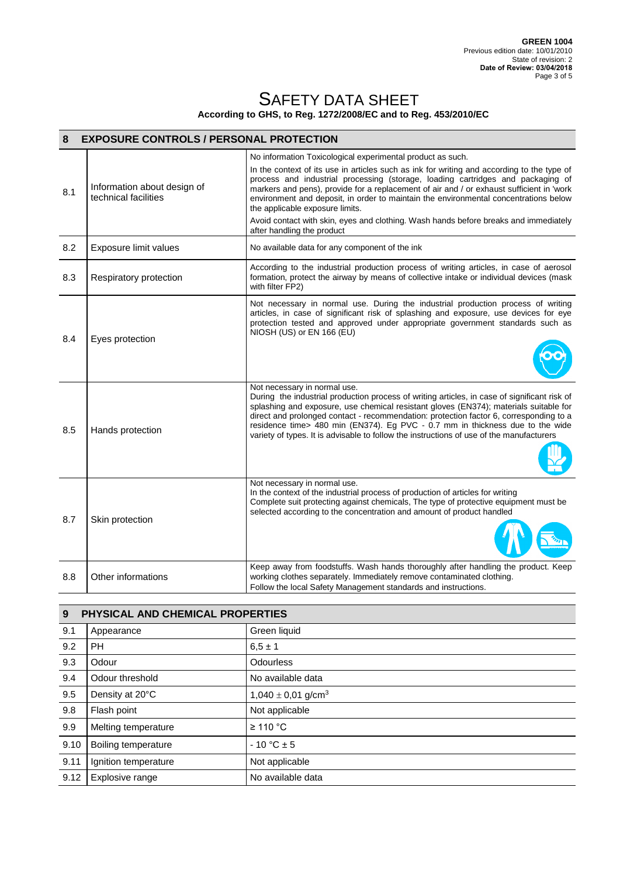# SAFETY DATA SHEET

**According to GHS, to Reg. 1272/2008/EC and to Reg. 453/2010/EC**

| 8 | EXPOSURE CONTROLS / PERSONAL PROTECTION | |
|---|---|---|
| 8.1 | Information about design of technical facilities | No information Toxicological experimental product as such. In the context of its use in articles such as ink for writing and according to the type of process and industrial processing (storage, loading cartridges and packaging of markers and pens), provide for a replacement of air and / or exhaust sufficient in 'work environment and deposit, in order to maintain the environmental concentrations below the applicable exposure limits. Avoid contact with skin, eyes and clothing. Wash hands before breaks and immediately after handling the product |
| 8.2 | Exposure limit values | No available data for any component of the ink |
| 8.3 | Respiratory protection | According to the industrial production process of writing articles, in case of aerosol formation, protect the airway by means of collective intake or individual devices (mask with filter FP2) |
| 8.4 | Eyes protection | Not necessary in normal use. During the industrial production process of writing articles, in case of significant risk of splashing and exposure, use devices for eye protection tested and approved under appropriate government standards such as NIOSH (US) or EN 166 (EU) |
| 8.5 | Hands protection | Not necessary in normal use. During the industrial production process of writing articles, in case of significant risk of splashing and exposure, use chemical resistant gloves (EN374); materials suitable for direct and prolonged contact - recommendation: protection factor 6, corresponding to a residence time> 480 min (EN374). Eg PVC - 0.7 mm in thickness due to the wide variety of types. It is advisable to follow the instructions of use of the manufacturers |
| 8.7 | Skin protection | Not necessary in normal use. In the context of the industrial process of production of articles for writing Complete suit protecting against chemicals, The type of protective equipment must be selected according to the concentration and amount of product handled |
| 8.8 | Other informations | Keep away from foodstuffs. Wash hands thoroughly after handling the product. Keep working clothes separately. Immediately remove contaminated clothing. Follow the local Safety Management standards and instructions. |

| 9 | PHYSICAL AND CHEMICAL PROPERTIES | |
|---|---|---|
| 9.1 | Appearance | Green liquid |
| 9.2 | PH | 6,5 ± 1 |
| 9.3 | Odour | Odourless |
| 9.4 | Odour threshold | No available data |
| 9.5 | Density at 20°C | 1,040 ± 0,01 g/cm$^3$ |
| 9.8 | Flash point | Not applicable |
| 9.9 | Melting temperature | ≥ 110 °C |
| 9.10 | Boiling temperature | - 10 °C ± 5 |
| 9.11 | Ignition temperature | Not applicable |
| 9.12 | Explosive range | No available data |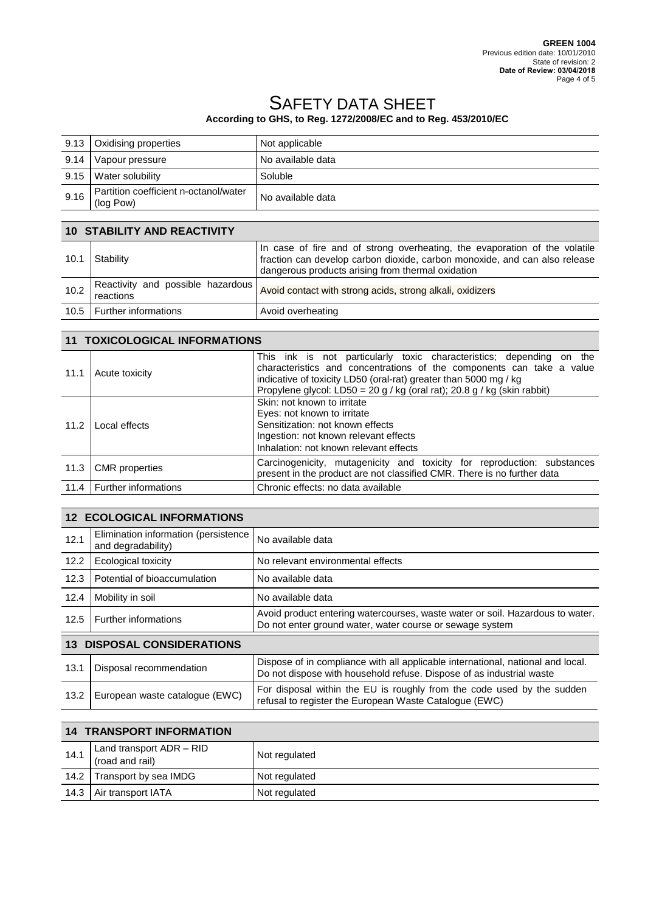# SAFETY DATA SHEET

**According to GHS, to Reg. 1272/2008/EC and to Reg. 453/2010/EC**

| | | |
|---|---|---|
| 9.13 | Oxidising properties | Not applicable |
| 9.14 | Vapour pressure | No available data |
| 9.15 | Water solubility | Soluble |
| 9.16 | Partition coefficient n-octanol/water (log Pow) | No available data |

## 10 STABILITY AND REACTIVITY

| | | |
|---|---|---|
| 10.1 | Stability | In case of fire and of strong overheating, the evaporation of the volatile fraction can develop carbon dioxide, carbon monoxide, and can also release dangerous products arising from thermal oxidation |
| 10.2 | Reactivity and possible hazardous reactions | Avoid contact with strong acids, strong alkali, oxidizers |
| 10.5 | Further informations | Avoid overheating |

## 11 TOXICOLOGICAL INFORMATIONS

| | | |
|---|---|---|
| 11.1 | Acute toxicity | This ink is not particularly toxic characteristics; depending on the characteristics and concentrations of the components can take a value indicative of toxicity LD50 (oral-rat) greater than 5000 mg / kg<br>Propylene glycol: LD50 = 20 g / kg (oral rat); 20.8 g / kg (skin rabbit) |
| 11.2 | Local effects | Skin: not known to irritate<br>Eyes: not known to irritate<br>Sensitization: not known effects<br>Ingestion: not known relevant effects<br>Inhalation: not known relevant effects |
| 11.3 | CMR properties | Carcinogenicity, mutagenicity and toxicity for reproduction: substances present in the product are not classified CMR. There is no further data |
| 11.4 | Further informations | Chronic effects: no data available |

## 12 ECOLOGICAL INFORMATIONS

| | | |
|---|---|---|
| 12.1 | Elimination information (persistence and degradability) | No available data |
| 12.2 | Ecological toxicity | No relevant environmental effects |
| 12.3 | Potential of bioaccumulation | No available data |
| 12.4 | Mobility in soil | No available data |
| 12.5 | Further informations | Avoid product entering watercourses, waste water or soil. Hazardous to water. Do not enter ground water, water course or sewage system |

## 13 DISPOSAL CONSIDERATIONS

| | | |
|---|---|---|
| 13.1 | Disposal recommendation | Dispose of in compliance with all applicable international, national and local. Do not dispose with household refuse. Dispose of as industrial waste |
| 13.2 | European waste catalogue (EWC) | For disposal within the EU is roughly from the code used by the sudden refusal to register the European Waste Catalogue (EWC) |

## 14 TRANSPORT INFORMATION

| | | |
|---|---|---|
| 14.1 | Land transport ADR – RID (road and rail) | Not regulated |
| 14.2 | Transport by sea IMDG | Not regulated |
| 14.3 | Air transport IATA | Not regulated |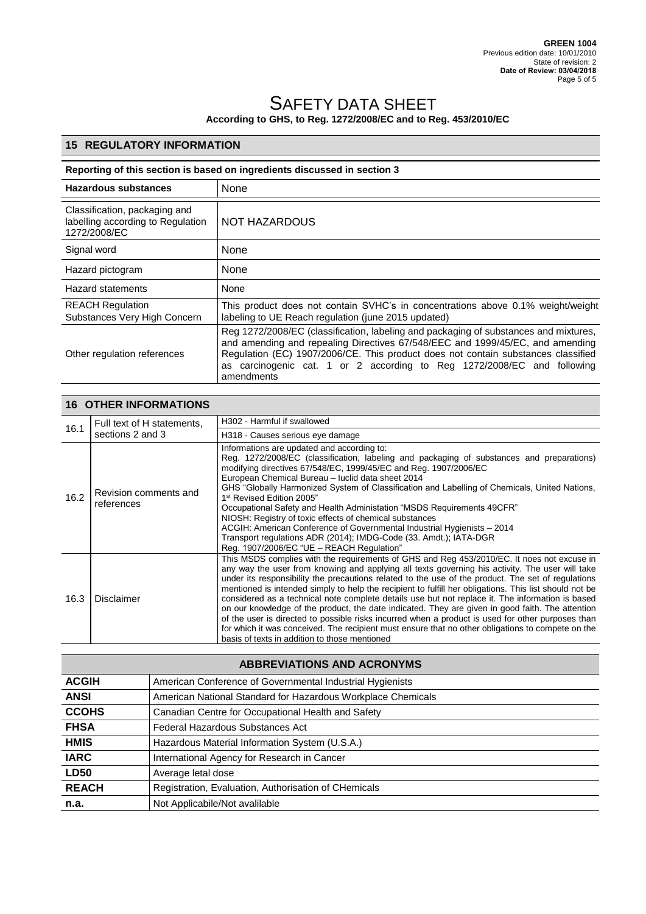# SAFETY DATA SHEET

**According to GHS, to Reg. 1272/2008/EC and to Reg. 453/2010/EC**

## 15 REGULATORY INFORMATION

**Reporting of this section is based on ingredients discussed in section 3**

| | |
|---|---|
| **Hazardous substances** | None |
| Classification, packaging and labelling according to Regulation 1272/2008/EC | NOT HAZARDOUS |
| Signal word | None |
| Hazard pictogram | None |
| Hazard statements | None |
| REACH Regulation Substances Very High Concern | This product does not contain SVHC's in concentrations above 0.1% weight/weight labeling to UE Reach regulation (june 2015 updated) |
| Other regulation references | Reg 1272/2008/EC (classification, labeling and packaging of substances and mixtures, and amending and repealing Directives 67/548/EEC and 1999/45/EC, and amending Regulation (EC) 1907/2006/CE. This product does not contain substances classified as carcinogenic cat. 1 or 2 according to Reg 1272/2008/EC and following amendments |

## 16 OTHER INFORMATIONS

| | | |
|---|---|---|
| 16.1 | Full text of H statements, sections 2 and 3 | H302 - Harmful if swallowed<br>H318 - Causes serious eye damage |
| 16.2 | Revision comments and references | Informations are updated and according to:<br>Reg. 1272/2008/EC (classification, labeling and packaging of substances and preparations) modifying directives 67/548/EC, 1999/45/EC and Reg. 1907/2006/EC<br>European Chemical Bureau – Iuclid data sheet 2014<br>GHS "Globally Harmonized System of Classification and Labelling of Chemicals, United Nations, 1st Revised Edition 2005"<br>Occupational Safety and Health Administation "MSDS Requirements 49CFR"<br>NIOSH: Registry of toxic effects of chemical substances<br>ACGIH: American Conference of Governmental Industrial Hygienists – 2014<br>Transport regulations ADR (2014); IMDG-Code (33. Amdt.); IATA-DGR<br>Reg. 1907/2006/EC "UE – REACH Regulation" |
| 16.3 | Disclaimer | This MSDS complies with the requirements of GHS and Reg 453/2010/EC. It noes not excuse in any way the user from knowing and applying all texts governing his activity. The user will take under its responsibility the precautions related to the use of the product. The set of regulations mentioned is intended simply to help the recipient to fulfill her obligations. This list should not be considered as a technical note complete details use but not replace it. The information is based on our knowledge of the product, the date indicated. They are given in good faith. The attention of the user is directed to possible risks incurred when a product is used for other purposes than for which it was conceived. The recipient must ensure that no other obligations to compete on the basis of texts in addition to those mentioned |

| ABBREVIATIONS AND ACRONYMS | |
|---|---|
| **ACGIH** | American Conference of Governmental Industrial Hygienists |
| **ANSI** | American National Standard for Hazardous Workplace Chemicals |
| **CCOHS** | Canadian Centre for Occupational Health and Safety |
| **FHSA** | Federal Hazardous Substances Act |
| **HMIS** | Hazardous Material Information System (U.S.A.) |
| **IARC** | International Agency for Research in Cancer |
| **LD50** | Average letal dose |
| **REACH** | Registration, Evaluation, Authorisation of CHemicals |
| **n.a.** | Not Applicabile/Not avalilable |